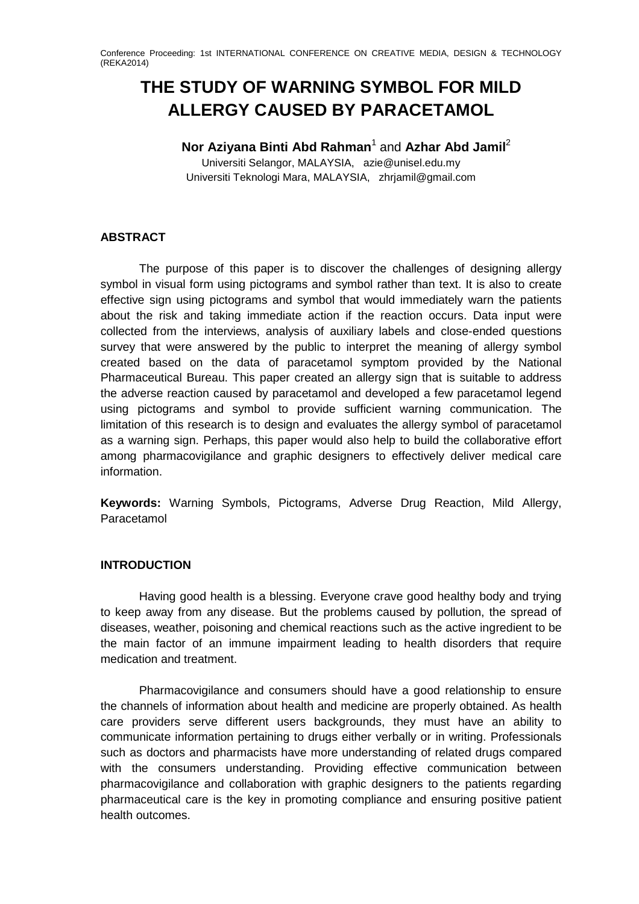# THE STUDY OF WARNING SYMBOL FOR MILD ALLERGY CAUSED BY PARACETAMOL

**Nor Aziyana Binti Abd Rahman**[1] and **Azhar Abd Jamil**[2]

Universiti Selangor, MALAYSIA, azie@unisel.edu.my
Universiti Teknologi Mara, MALAYSIA, zhrjamil@gmail.com

### ABSTRACT

The purpose of this paper is to discover the challenges of designing allergy symbol in visual form using pictograms and symbol rather than text. It is also to create effective sign using pictograms and symbol that would immediately warn the patients about the risk and taking immediate action if the reaction occurs. Data input were collected from the interviews, analysis of auxiliary labels and close-ended questions survey that were answered by the public to interpret the meaning of allergy symbol created based on the data of paracetamol symptom provided by the National Pharmaceutical Bureau. This paper created an allergy sign that is suitable to address the adverse reaction caused by paracetamol and developed a few paracetamol legend using pictograms and symbol to provide sufficient warning communication. The limitation of this research is to design and evaluates the allergy symbol of paracetamol as a warning sign. Perhaps, this paper would also help to build the collaborative effort among pharmacovigilance and graphic designers to effectively deliver medical care information.

**Keywords:** Warning Symbols, Pictograms, Adverse Drug Reaction, Mild Allergy, Paracetamol

### INTRODUCTION

Having good health is a blessing. Everyone crave good healthy body and trying to keep away from any disease. But the problems caused by pollution, the spread of diseases, weather, poisoning and chemical reactions such as the active ingredient to be the main factor of an immune impairment leading to health disorders that require medication and treatment.

Pharmacovigilance and consumers should have a good relationship to ensure the channels of information about health and medicine are properly obtained. As health care providers serve different users backgrounds, they must have an ability to communicate information pertaining to drugs either verbally or in writing. Professionals such as doctors and pharmacists have more understanding of related drugs compared with the consumers understanding. Providing effective communication between pharmacovigilance and collaboration with graphic designers to the patients regarding pharmaceutical care is the key in promoting compliance and ensuring positive patient health outcomes.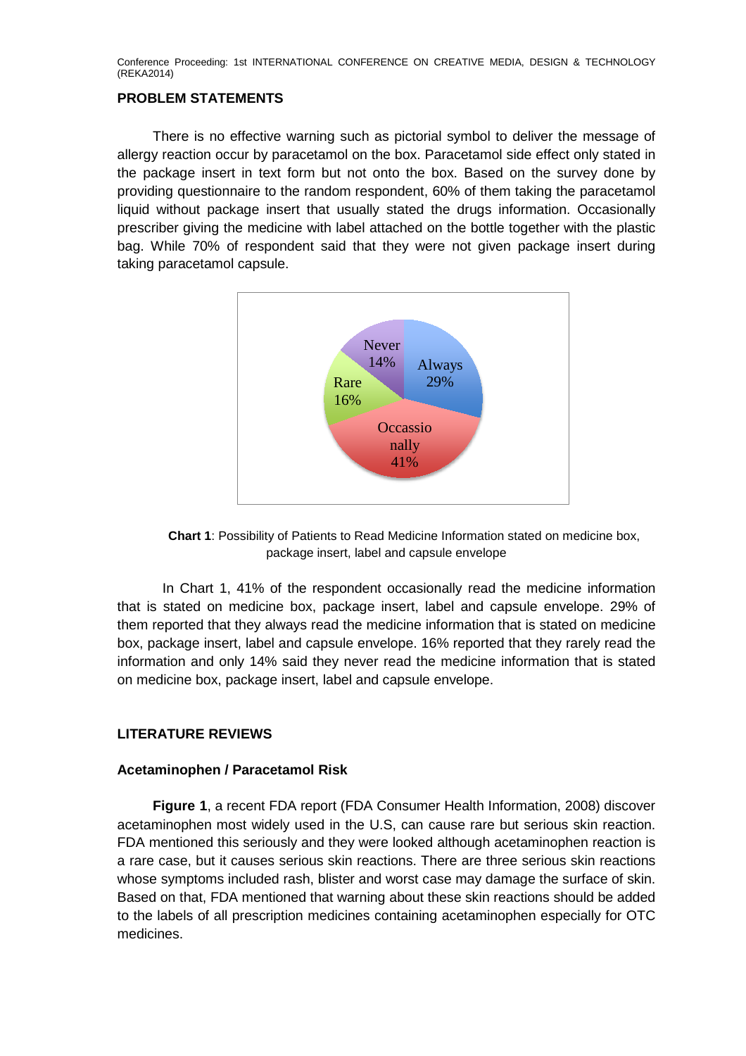## PROBLEM STATEMENTS

There is no effective warning such as pictorial symbol to deliver the message of allergy reaction occur by paracetamol on the box. Paracetamol side effect only stated in the package insert in text form but not onto the box. Based on the survey done by providing questionnaire to the random respondent, 60% of them taking the paracetamol liquid without package insert that usually stated the drugs information. Occasionally prescriber giving the medicine with label attached on the bottle together with the plastic bag. While 70% of respondent said that they were not given package insert during taking paracetamol capsule.

| Response | Percentage |
|---|---|
| Always | 29% |
| Occassionally | 41% |
| Rare | 16% |
| Never | 14% |

**Chart 1**: Possibility of Patients to Read Medicine Information stated on medicine box, package insert, label and capsule envelope

In Chart 1, 41% of the respondent occasionally read the medicine information that is stated on medicine box, package insert, label and capsule envelope. 29% of them reported that they always read the medicine information that is stated on medicine box, package insert, label and capsule envelope. 16% reported that they rarely read the information and only 14% said they never read the medicine information that is stated on medicine box, package insert, label and capsule envelope.

## LITERATURE REVIEWS

### Acetaminophen / Paracetamol Risk

**Figure 1**, a recent FDA report (FDA Consumer Health Information, 2008) discover acetaminophen most widely used in the U.S, can cause rare but serious skin reaction. FDA mentioned this seriously and they were looked although acetaminophen reaction is a rare case, but it causes serious skin reactions. There are three serious skin reactions whose symptoms included rash, blister and worst case may damage the surface of skin. Based on that, FDA mentioned that warning about these skin reactions should be added to the labels of all prescription medicines containing acetaminophen especially for OTC medicines.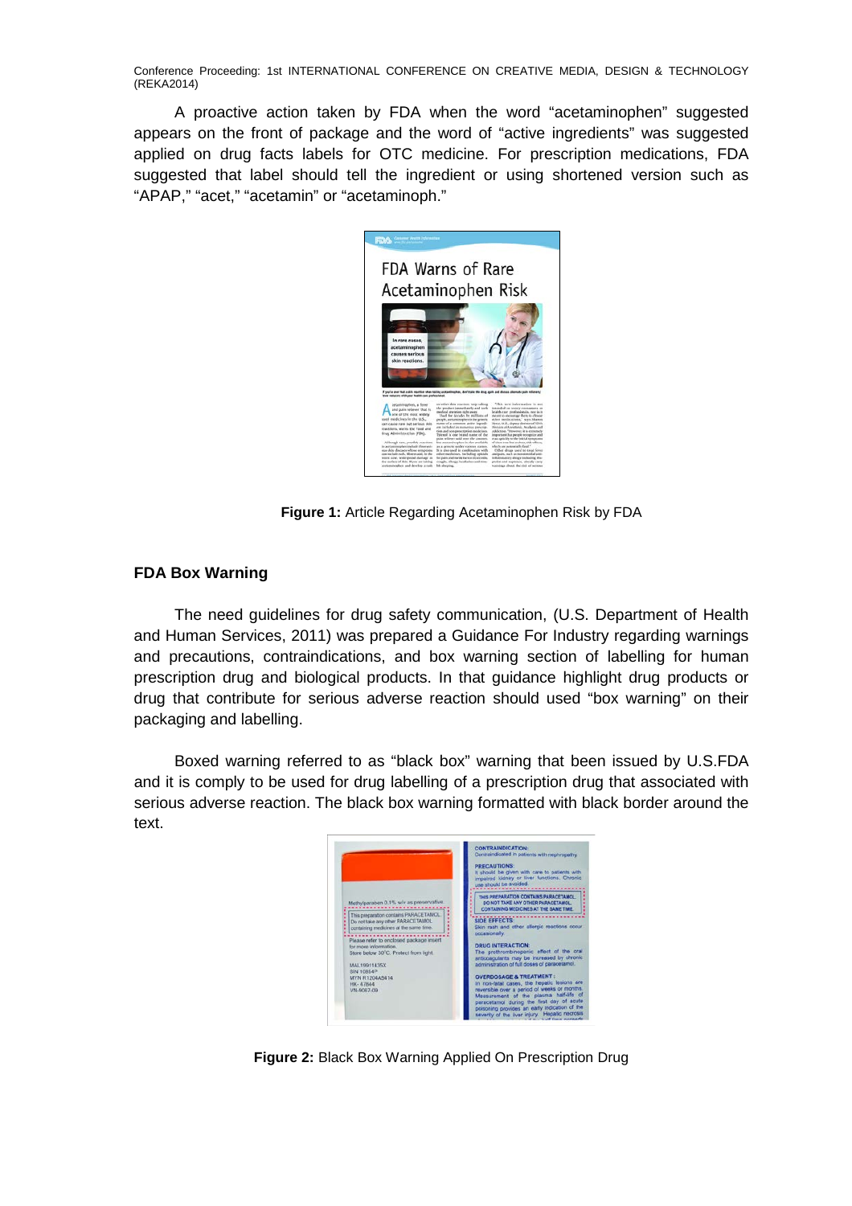A proactive action taken by FDA when the word "acetaminophen" suggested appears on the front of package and the word of "active ingredients" was suggested applied on drug facts labels for OTC medicine. For prescription medications, FDA suggested that label should tell the ingredient or using shortened version such as "APAP," "acet," "acetamin" or "acetaminoph."

**Figure 1:** Article Regarding Acetaminophen Risk by FDA

### FDA Box Warning

The need guidelines for drug safety communication, (U.S. Department of Health and Human Services, 2011) was prepared a Guidance For Industry regarding warnings and precautions, contraindications, and box warning section of labelling for human prescription drug and biological products. In that guidance highlight drug products or drug that contribute for serious adverse reaction should used "box warning" on their packaging and labelling.

Boxed warning referred to as "black box" warning that been issued by U.S.FDA and it is comply to be used for drug labelling of a prescription drug that associated with serious adverse reaction. The black box warning formatted with black border around the text.

**Figure 2:** Black Box Warning Applied On Prescription Drug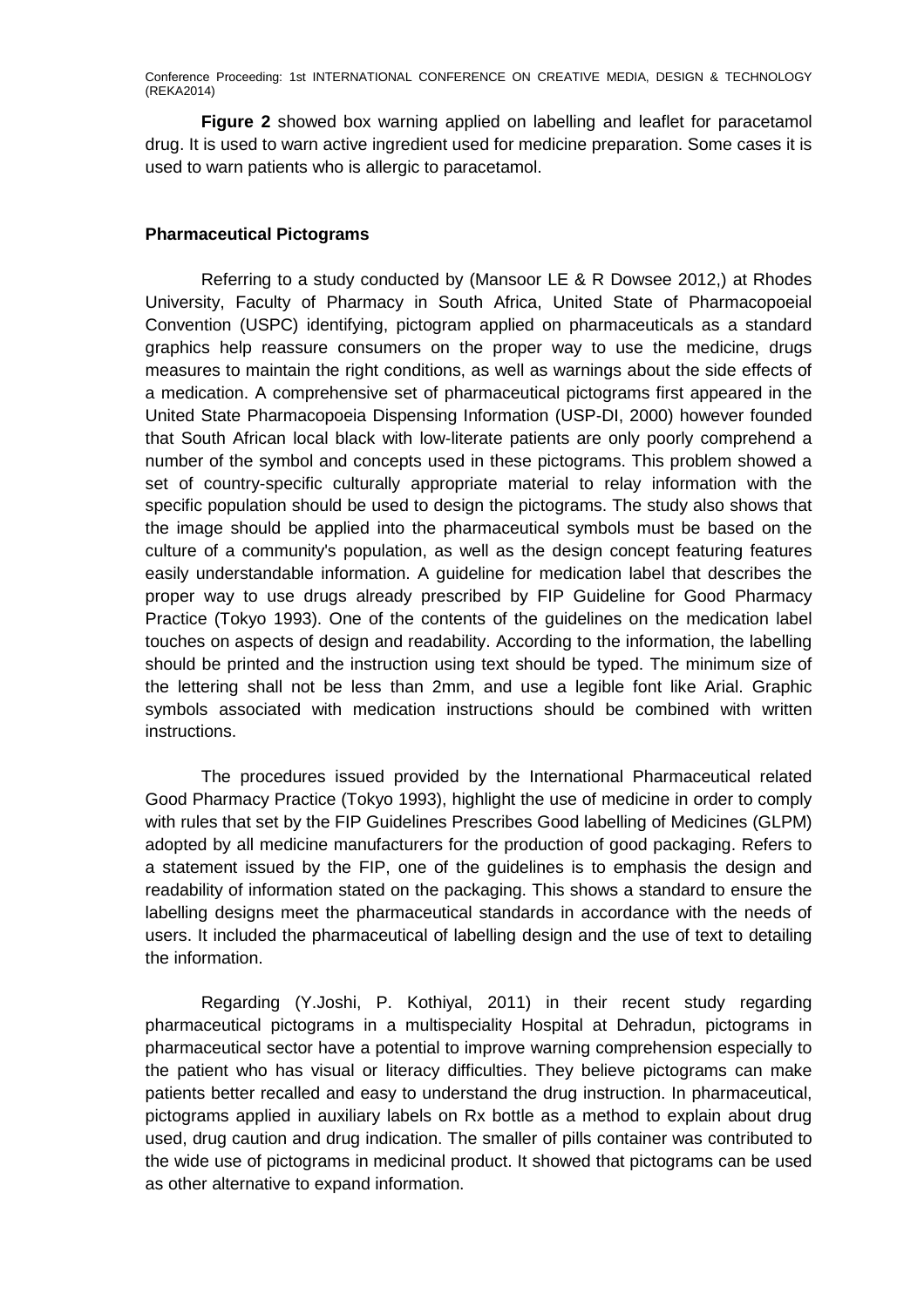**Figure 2** showed box warning applied on labelling and leaflet for paracetamol drug. It is used to warn active ingredient used for medicine preparation. Some cases it is used to warn patients who is allergic to paracetamol.

**Pharmaceutical Pictograms**

Referring to a study conducted by (Mansoor LE & R Dowsee 2012,) at Rhodes University, Faculty of Pharmacy in South Africa, United State of Pharmacopoeial Convention (USPC) identifying, pictogram applied on pharmaceuticals as a standard graphics help reassure consumers on the proper way to use the medicine, drugs measures to maintain the right conditions, as well as warnings about the side effects of a medication. A comprehensive set of pharmaceutical pictograms first appeared in the United State Pharmacopoeia Dispensing Information (USP-DI, 2000) however founded that South African local black with low-literate patients are only poorly comprehend a number of the symbol and concepts used in these pictograms. This problem showed a set of country-specific culturally appropriate material to relay information with the specific population should be used to design the pictograms. The study also shows that the image should be applied into the pharmaceutical symbols must be based on the culture of a community's population, as well as the design concept featuring features easily understandable information. A guideline for medication label that describes the proper way to use drugs already prescribed by FIP Guideline for Good Pharmacy Practice (Tokyo 1993). One of the contents of the guidelines on the medication label touches on aspects of design and readability. According to the information, the labelling should be printed and the instruction using text should be typed. The minimum size of the lettering shall not be less than 2mm, and use a legible font like Arial. Graphic symbols associated with medication instructions should be combined with written instructions.

The procedures issued provided by the International Pharmaceutical related Good Pharmacy Practice (Tokyo 1993), highlight the use of medicine in order to comply with rules that set by the FIP Guidelines Prescribes Good labelling of Medicines (GLPM) adopted by all medicine manufacturers for the production of good packaging. Refers to a statement issued by the FIP, one of the guidelines is to emphasis the design and readability of information stated on the packaging. This shows a standard to ensure the labelling designs meet the pharmaceutical standards in accordance with the needs of users. It included the pharmaceutical of labelling design and the use of text to detailing the information.

Regarding (Y.Joshi, P. Kothiyal, 2011) in their recent study regarding pharmaceutical pictograms in a multispeciality Hospital at Dehradun, pictograms in pharmaceutical sector have a potential to improve warning comprehension especially to the patient who has visual or literacy difficulties. They believe pictograms can make patients better recalled and easy to understand the drug instruction. In pharmaceutical, pictograms applied in auxiliary labels on Rx bottle as a method to explain about drug used, drug caution and drug indication. The smaller of pills container was contributed to the wide use of pictograms in medicinal product. It showed that pictograms can be used as other alternative to expand information.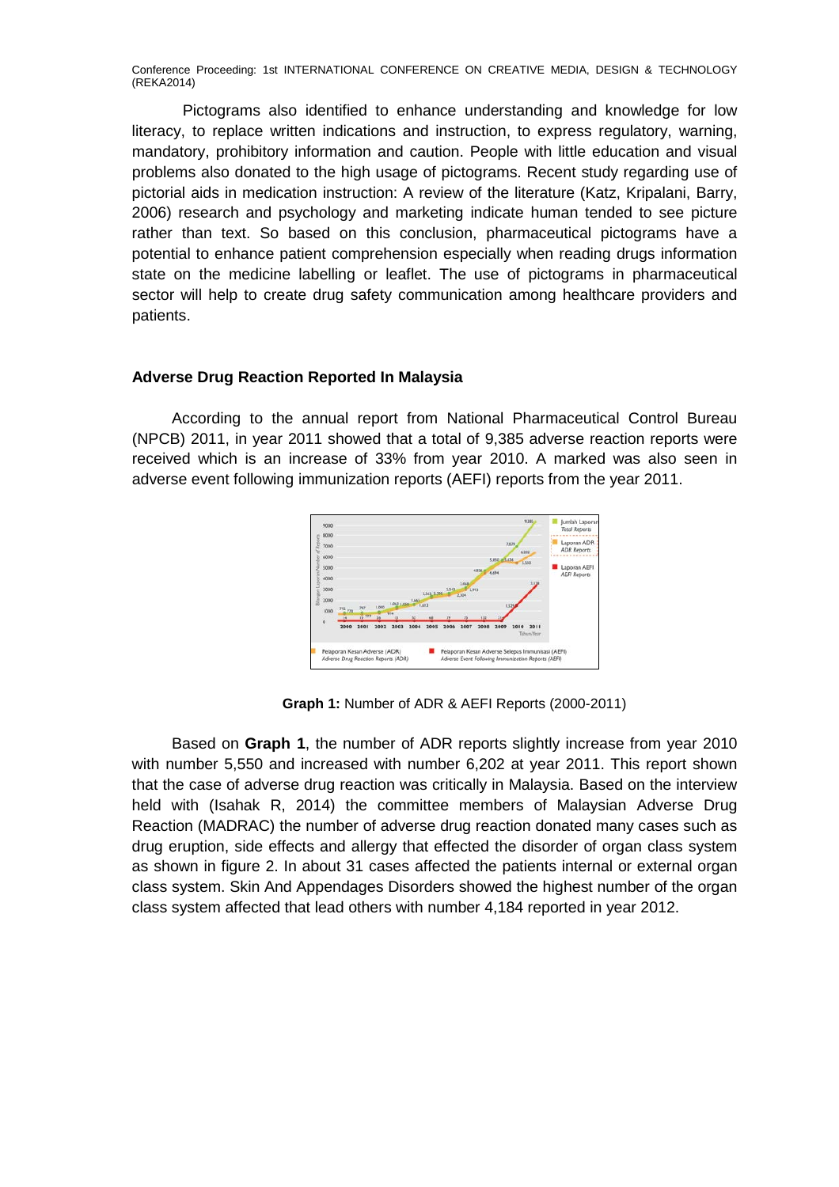Pictograms also identified to enhance understanding and knowledge for low literacy, to replace written indications and instruction, to express regulatory, warning, mandatory, prohibitory information and caution. People with little education and visual problems also donated to the high usage of pictograms. Recent study regarding use of pictorial aids in medication instruction: A review of the literature (Katz, Kripalani, Barry, 2006) research and psychology and marketing indicate human tended to see picture rather than text. So based on this conclusion, pharmaceutical pictograms have a potential to enhance patient comprehension especially when reading drugs information state on the medicine labelling or leaflet. The use of pictograms in pharmaceutical sector will help to create drug safety communication among healthcare providers and patients.

### Adverse Drug Reaction Reported In Malaysia

According to the annual report from National Pharmaceutical Control Bureau (NPCB) 2011, in year 2011 showed that a total of 9,385 adverse reaction reports were received which is an increase of 33% from year 2010. A marked was also seen in adverse event following immunization reports (AEFI) reports from the year 2011.

**Graph 1:** Number of ADR & AEFI Reports (2000-2011)

Based on **Graph 1**, the number of ADR reports slightly increase from year 2010 with number 5,550 and increased with number 6,202 at year 2011. This report shown that the case of adverse drug reaction was critically in Malaysia. Based on the interview held with (Isahak R, 2014) the committee members of Malaysian Adverse Drug Reaction (MADRAC) the number of adverse drug reaction donated many cases such as drug eruption, side effects and allergy that effected the disorder of organ class system as shown in figure 2. In about 31 cases affected the patients internal or external organ class system. Skin And Appendages Disorders showed the highest number of the organ class system affected that lead others with number 4,184 reported in year 2012.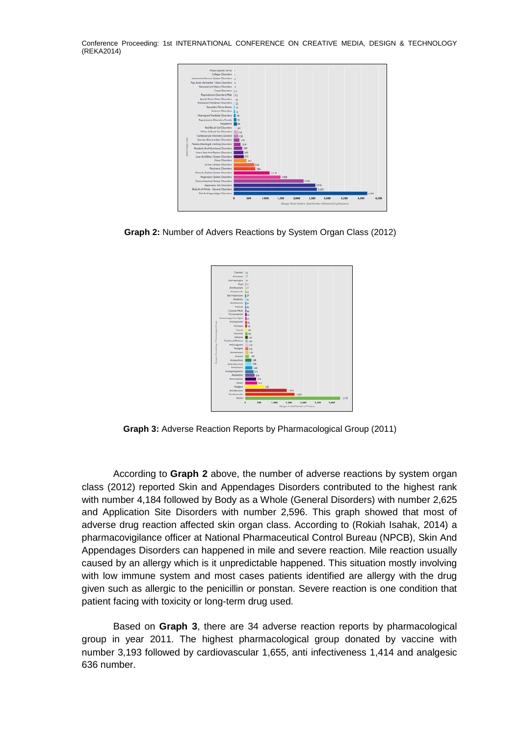**Graph 2:** Number of Advers Reactions by System Organ Class (2012)

**Graph 3:** Adverse Reaction Reports by Pharmacological Group (2011)

According to **Graph 2** above, the number of adverse reactions by system organ class (2012) reported Skin and Appendages Disorders contributed to the highest rank with number 4,184 followed by Body as a Whole (General Disorders) with number 2,625 and Application Site Disorders with number 2,596. This graph showed that most of adverse drug reaction affected skin organ class. According to (Rokiah Isahak, 2014) a pharmacovigilance officer at National Pharmaceutical Control Bureau (NPCB), Skin And Appendages Disorders can happened in mile and severe reaction. Mile reaction usually caused by an allergy which is it unpredictable happened. This situation mostly involving with low immune system and most cases patients identified are allergy with the drug given such as allergic to the penicillin or ponstan. Severe reaction is one condition that patient facing with toxicity or long-term drug used.

Based on **Graph 3**, there are 34 adverse reaction reports by pharmacological group in year 2011. The highest pharmacological group donated by vaccine with number 3,193 followed by cardiovascular 1,655, anti infectiveness 1,414 and analgesic 636 number.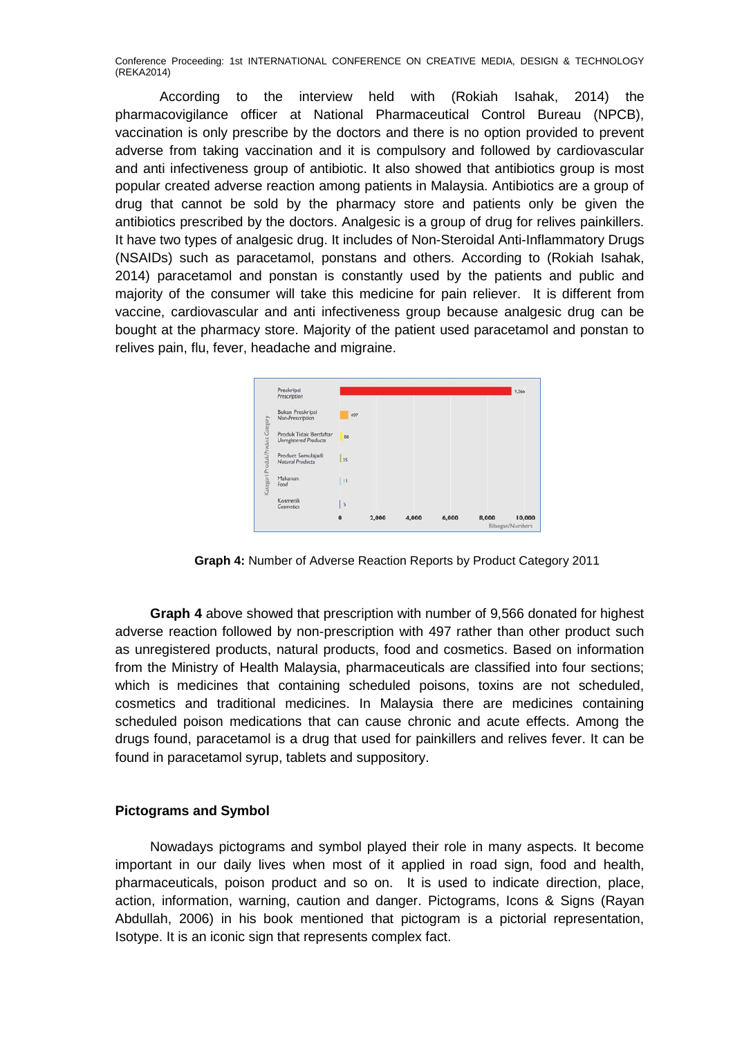According to the interview held with (Rokiah Isahak, 2014) the pharmacovigilance officer at National Pharmaceutical Control Bureau (NPCB), vaccination is only prescribe by the doctors and there is no option provided to prevent adverse from taking vaccination and it is compulsory and followed by cardiovascular and anti infectiveness group of antibiotic. It also showed that antibiotics group is most popular created adverse reaction among patients in Malaysia. Antibiotics are a group of drug that cannot be sold by the pharmacy store and patients only be given the antibiotics prescribed by the doctors. Analgesic is a group of drug for relives painkillers. It have two types of analgesic drug. It includes of Non-Steroidal Anti-Inflammatory Drugs (NSAIDs) such as paracetamol, ponstans and others. According to (Rokiah Isahak, 2014) paracetamol and ponstan is constantly used by the patients and public and majority of the consumer will take this medicine for pain reliever. It is different from vaccine, cardiovascular and anti infectiveness group because analgesic drug can be bought at the pharmacy store. Majority of the patient used paracetamol and ponstan to relives pain, flu, fever, headache and migraine.

**Graph 4:** Number of Adverse Reaction Reports by Product Category 2011

**Graph 4** above showed that prescription with number of 9,566 donated for highest adverse reaction followed by non-prescription with 497 rather than other product such as unregistered products, natural products, food and cosmetics. Based on information from the Ministry of Health Malaysia, pharmaceuticals are classified into four sections; which is medicines that containing scheduled poisons, toxins are not scheduled, cosmetics and traditional medicines. In Malaysia there are medicines containing scheduled poison medications that can cause chronic and acute effects. Among the drugs found, paracetamol is a drug that used for painkillers and relives fever. It can be found in paracetamol syrup, tablets and suppository.

## Pictograms and Symbol

Nowadays pictograms and symbol played their role in many aspects. It become important in our daily lives when most of it applied in road sign, food and health, pharmaceuticals, poison product and so on. It is used to indicate direction, place, action, information, warning, caution and danger. Pictograms, Icons & Signs (Rayan Abdullah, 2006) in his book mentioned that pictogram is a pictorial representation, Isotype. It is an iconic sign that represents complex fact.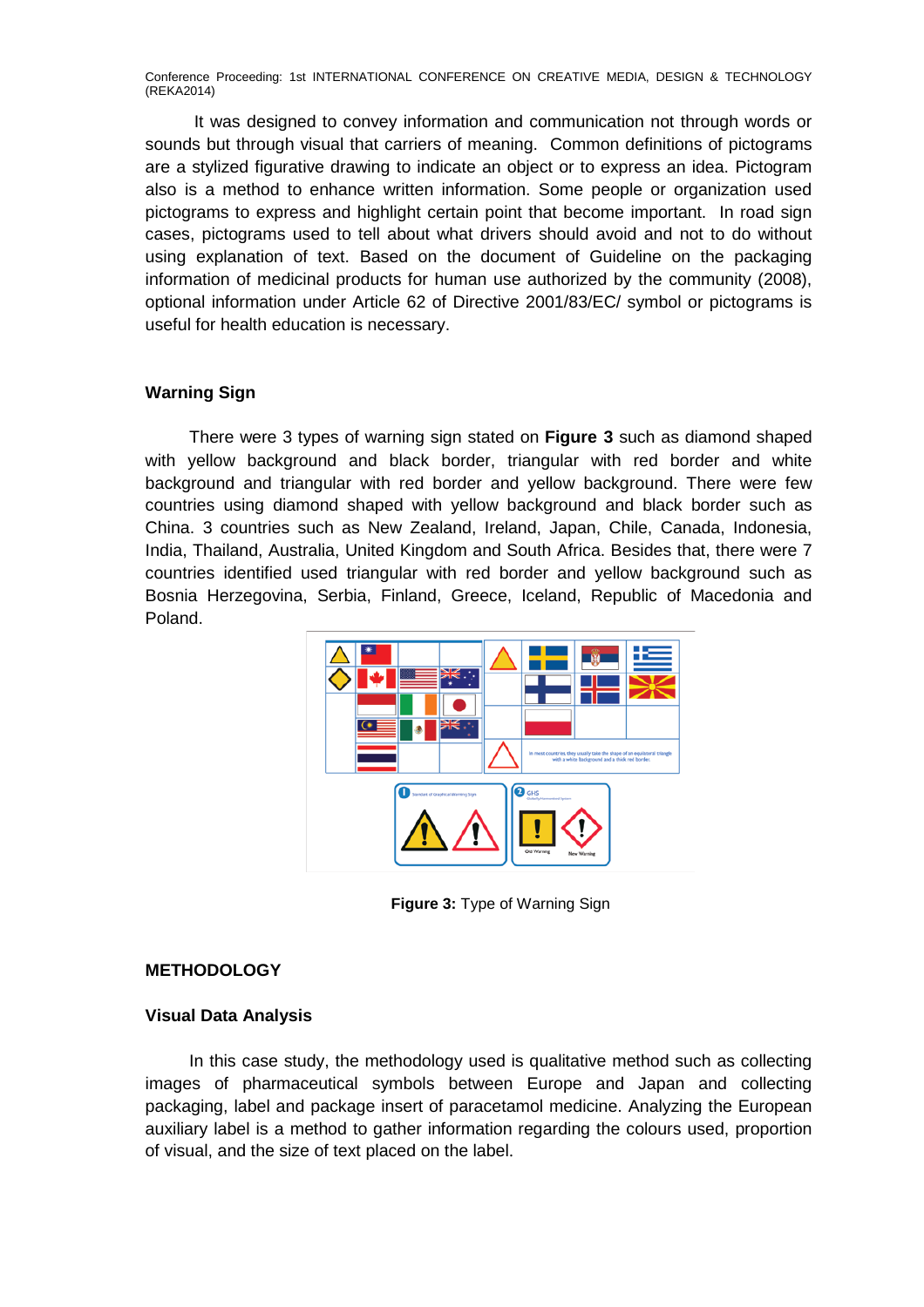It was designed to convey information and communication not through words or sounds but through visual that carriers of meaning. Common definitions of pictograms are a stylized figurative drawing to indicate an object or to express an idea. Pictogram also is a method to enhance written information. Some people or organization used pictograms to express and highlight certain point that become important. In road sign cases, pictograms used to tell about what drivers should avoid and not to do without using explanation of text. Based on the document of Guideline on the packaging information of medicinal products for human use authorized by the community (2008), optional information under Article 62 of Directive 2001/83/EC/ symbol or pictograms is useful for health education is necessary.

## Warning Sign

There were 3 types of warning sign stated on **Figure 3** such as diamond shaped with yellow background and black border, triangular with red border and white background and triangular with red border and yellow background. There were few countries using diamond shaped with yellow background and black border such as China. 3 countries such as New Zealand, Ireland, Japan, Chile, Canada, Indonesia, India, Thailand, Australia, United Kingdom and South Africa. Besides that, there were 7 countries identified used triangular with red border and yellow background such as Bosnia Herzegovina, Serbia, Finland, Greece, Iceland, Republic of Macedonia and Poland.

**Figure 3:** Type of Warning Sign

## METHODOLOGY

### Visual Data Analysis

In this case study, the methodology used is qualitative method such as collecting images of pharmaceutical symbols between Europe and Japan and collecting packaging, label and package insert of paracetamol medicine. Analyzing the European auxiliary label is a method to gather information regarding the colours used, proportion of visual, and the size of text placed on the label.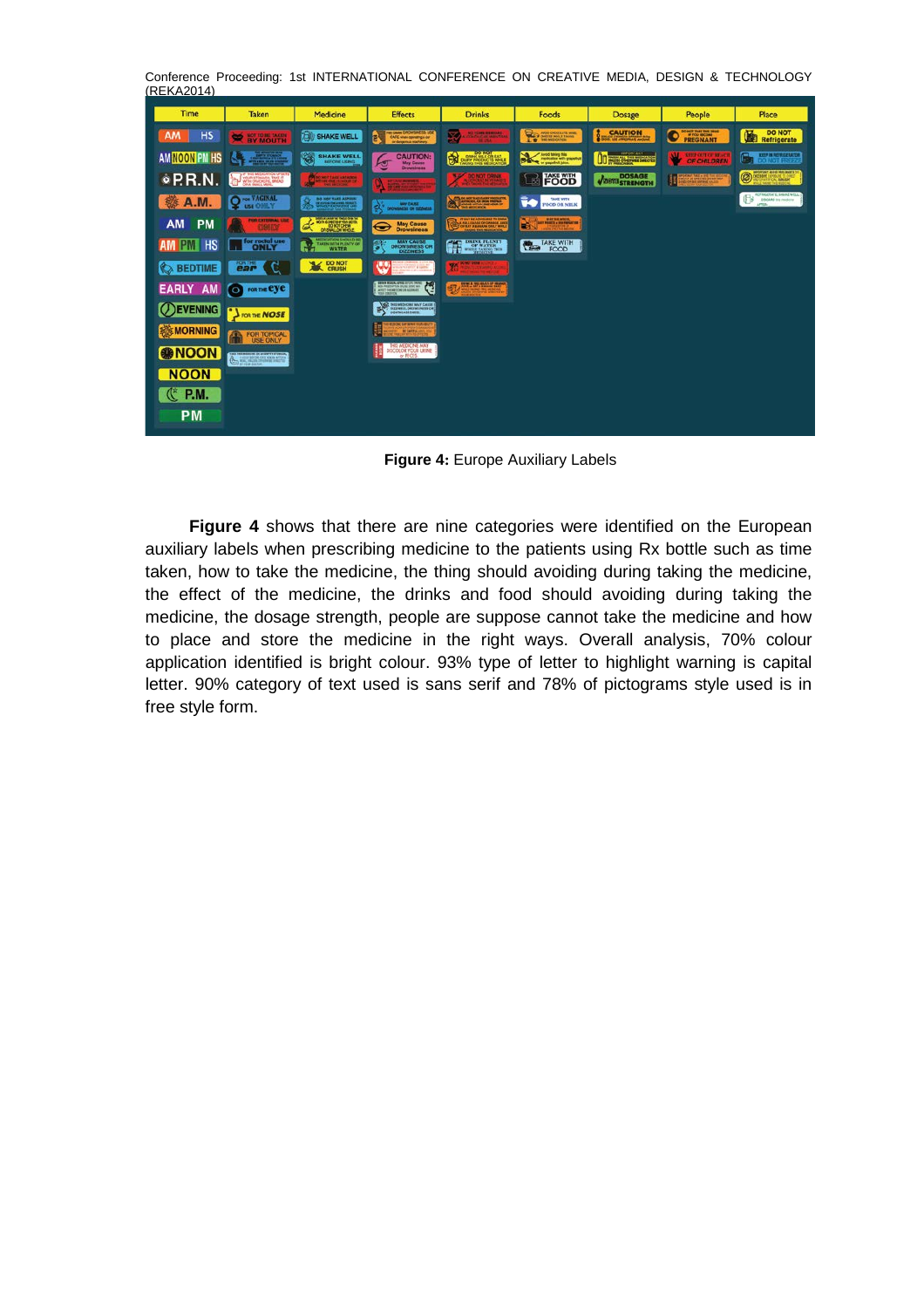**Figure 4:** Europe Auxiliary Labels

**Figure 4** shows that there are nine categories were identified on the European auxiliary labels when prescribing medicine to the patients using Rx bottle such as time taken, how to take the medicine, the thing should avoiding during taking the medicine, the effect of the medicine, the drinks and food should avoiding during taking the medicine, the dosage strength, people are suppose cannot take the medicine and how to place and store the medicine in the right ways. Overall analysis, 70% colour application identified is bright colour. 93% type of letter to highlight warning is capital letter. 90% category of text used is sans serif and 78% of pictograms style used is in free style form.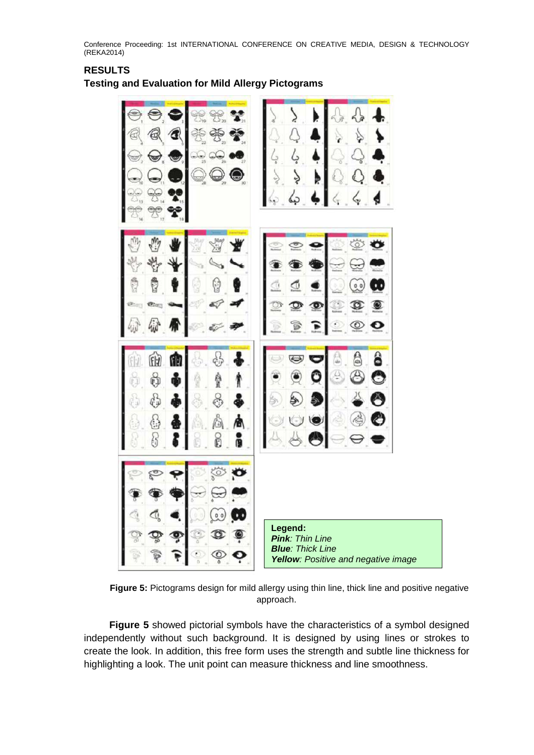## RESULTS

### Testing and Evaluation for Mild Allergy Pictograms

**Legend:**
***Pink**: Thin Line*
***Blue**: Thick Line*
***Yellow**: Positive and negative image*

**Figure 5:** Pictograms design for mild allergy using thin line, thick line and positive negative approach.

**Figure 5** showed pictorial symbols have the characteristics of a symbol designed independently without such background. It is designed by using lines or strokes to create the look. In addition, this free form uses the strength and subtle line thickness for highlighting a look. The unit point can measure thickness and line smoothness.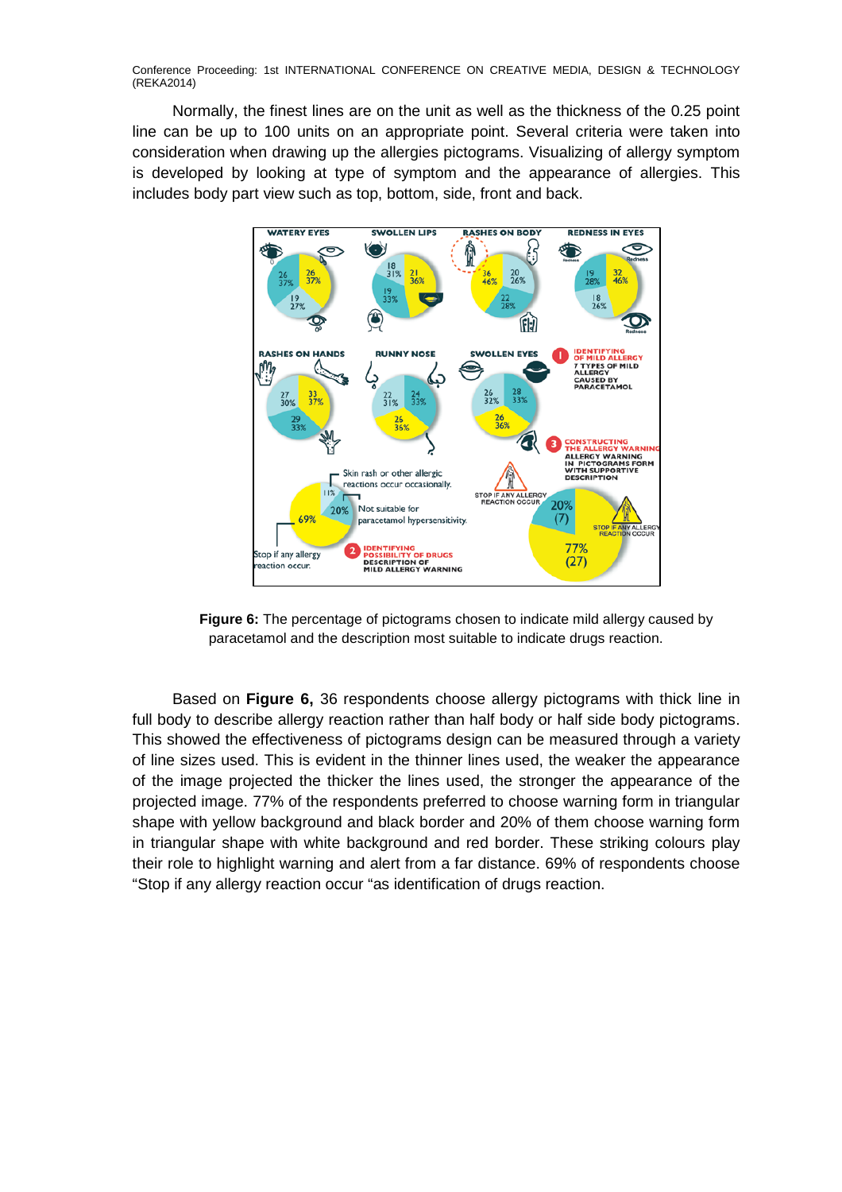Normally, the finest lines are on the unit as well as the thickness of the 0.25 point line can be up to 100 units on an appropriate point. Several criteria were taken into consideration when drawing up the allergies pictograms. Visualizing of allergy symptom is developed by looking at type of symptom and the appearance of allergies. This includes body part view such as top, bottom, side, front and back.

**Figure 6:** The percentage of pictograms chosen to indicate mild allergy caused by paracetamol and the description most suitable to indicate drugs reaction.

Based on **Figure 6,** 36 respondents choose allergy pictograms with thick line in full body to describe allergy reaction rather than half body or half side body pictograms. This showed the effectiveness of pictograms design can be measured through a variety of line sizes used. This is evident in the thinner lines used, the weaker the appearance of the image projected the thicker the lines used, the stronger the appearance of the projected image. 77% of the respondents preferred to choose warning form in triangular shape with yellow background and black border and 20% of them choose warning form in triangular shape with white background and red border. These striking colours play their role to highlight warning and alert from a far distance. 69% of respondents choose "Stop if any allergy reaction occur "as identification of drugs reaction.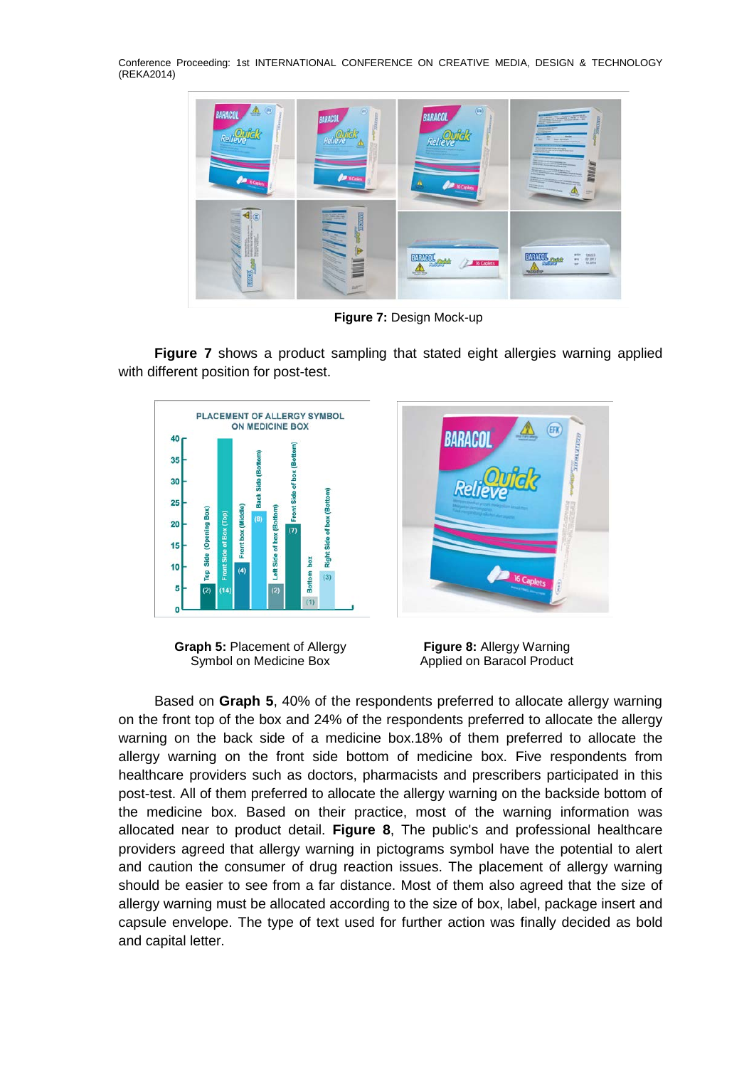**Figure 7:** Design Mock-up

**Figure 7** shows a product sampling that stated eight allergies warning applied with different position for post-test.

**Graph 5:** Placement of Allergy Symbol on Medicine Box

**Figure 8:** Allergy Warning Applied on Baracol Product

Based on **Graph 5**, 40% of the respondents preferred to allocate allergy warning on the front top of the box and 24% of the respondents preferred to allocate the allergy warning on the back side of a medicine box.18% of them preferred to allocate the allergy warning on the front side bottom of medicine box. Five respondents from healthcare providers such as doctors, pharmacists and prescribers participated in this post-test. All of them preferred to allocate the allergy warning on the backside bottom of the medicine box. Based on their practice, most of the warning information was allocated near to product detail. **Figure 8**, The public's and professional healthcare providers agreed that allergy warning in pictograms symbol have the potential to alert and caution the consumer of drug reaction issues. The placement of allergy warning should be easier to see from a far distance. Most of them also agreed that the size of allergy warning must be allocated according to the size of box, label, package insert and capsule envelope. The type of text used for further action was finally decided as bold and capital letter.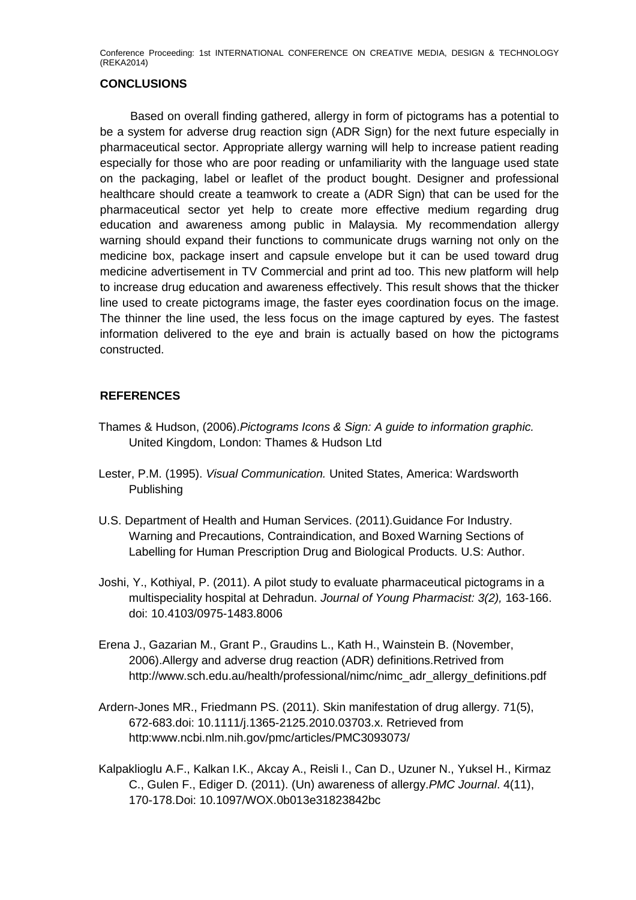## CONCLUSIONS

Based on overall finding gathered, allergy in form of pictograms has a potential to be a system for adverse drug reaction sign (ADR Sign) for the next future especially in pharmaceutical sector. Appropriate allergy warning will help to increase patient reading especially for those who are poor reading or unfamiliarity with the language used state on the packaging, label or leaflet of the product bought. Designer and professional healthcare should create a teamwork to create a (ADR Sign) that can be used for the pharmaceutical sector yet help to create more effective medium regarding drug education and awareness among public in Malaysia. My recommendation allergy warning should expand their functions to communicate drugs warning not only on the medicine box, package insert and capsule envelope but it can be used toward drug medicine advertisement in TV Commercial and print ad too. This new platform will help to increase drug education and awareness effectively. This result shows that the thicker line used to create pictograms image, the faster eyes coordination focus on the image. The thinner the line used, the less focus on the image captured by eyes. The fastest information delivered to the eye and brain is actually based on how the pictograms constructed.

## REFERENCES

Thames & Hudson, (2006).*Pictograms Icons & Sign: A guide to information graphic.* United Kingdom, London: Thames & Hudson Ltd

Lester, P.M. (1995). *Visual Communication.* United States, America: Wardsworth Publishing

U.S. Department of Health and Human Services. (2011).Guidance For Industry. Warning and Precautions, Contraindication, and Boxed Warning Sections of Labelling for Human Prescription Drug and Biological Products. U.S: Author.

Joshi, Y., Kothiyal, P. (2011). A pilot study to evaluate pharmaceutical pictograms in a multispeciality hospital at Dehradun. *Journal of Young Pharmacist: 3(2),* 163-166. doi: 10.4103/0975-1483.8006

Erena J., Gazarian M., Grant P., Graudins L., Kath H., Wainstein B. (November, 2006).Allergy and adverse drug reaction (ADR) definitions.Retrived from http://www.sch.edu.au/health/professional/nimc/nimc_adr_allergy_definitions.pdf

Ardern-Jones MR., Friedmann PS. (2011). Skin manifestation of drug allergy. 71(5), 672-683.doi: 10.1111/j.1365-2125.2010.03703.x. Retrieved from http:www.ncbi.nlm.nih.gov/pmc/articles/PMC3093073/

Kalpaklioglu A.F., Kalkan I.K., Akcay A., Reisli I., Can D., Uzuner N., Yuksel H., Kirmaz C., Gulen F., Ediger D. (2011). (Un) awareness of allergy.*PMC Journal*. 4(11), 170-178.Doi: 10.1097/WOX.0b013e31823842bc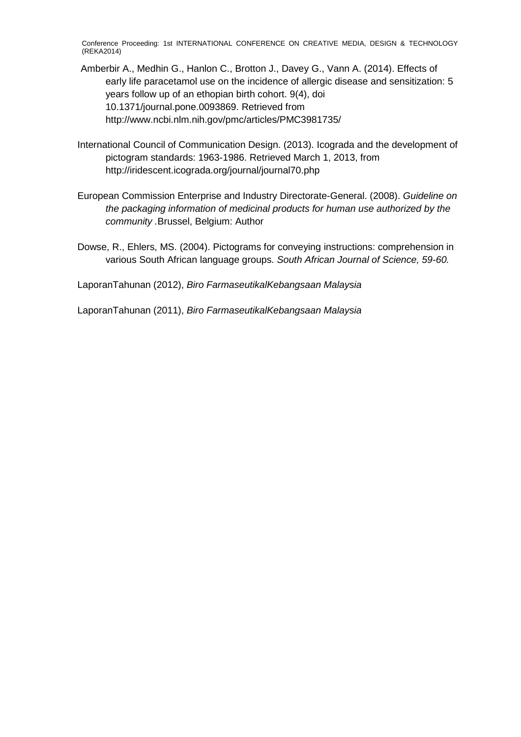Amberbir A., Medhin G., Hanlon C., Brotton J., Davey G., Vann A. (2014). Effects of early life paracetamol use on the incidence of allergic disease and sensitization: 5 years follow up of an ethopian birth cohort. 9(4), doi 10.1371/journal.pone.0093869. Retrieved from http://www.ncbi.nlm.nih.gov/pmc/articles/PMC3981735/

International Council of Communication Design. (2013). Icograda and the development of pictogram standards: 1963-1986. Retrieved March 1, 2013, from http://iridescent.icograda.org/journal/journal70.php

European Commission Enterprise and Industry Directorate-General. (2008). *Guideline on the packaging information of medicinal products for human use authorized by the community .*Brussel, Belgium: Author

Dowse, R., Ehlers, MS. (2004). Pictograms for conveying instructions: comprehension in various South African language groups. *South African Journal of Science, 59-60.*

LaporanTahunan (2012), *Biro FarmaseutikalKebangsaan Malaysia*

LaporanTahunan (2011), *Biro FarmaseutikalKebangsaan Malaysia*